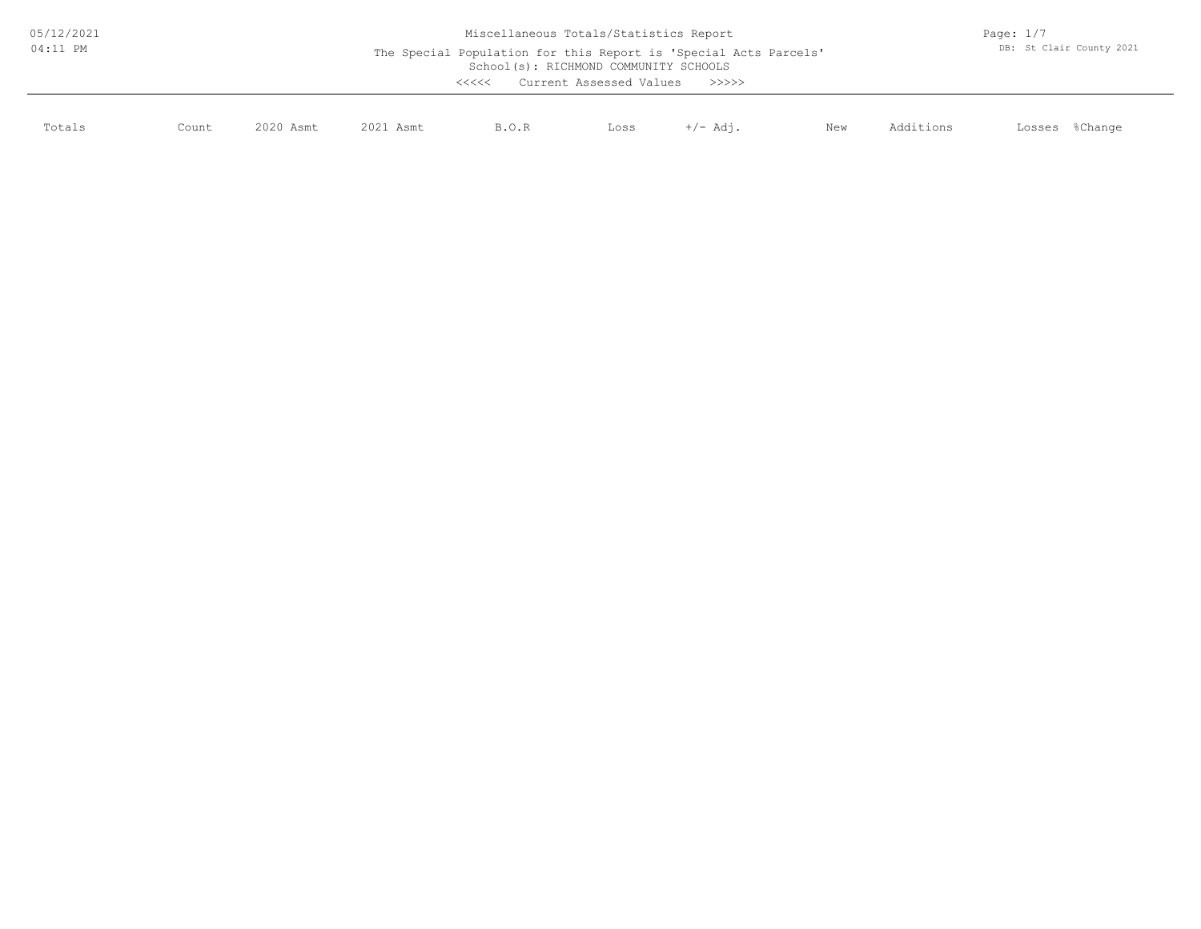Miscellaneous Totals/Statistics Report

The Special Population for this Report is 'Special Acts Parcels'

School(s): RICHMOND COMMUNITY SCHOOLS

<<<<< Current Assessed Values >>>>>

| Totals | Count | 2020 Asmt | 2021 Asmt | B.O.R | Loss | +/- Adj. | New | Additions | Losses | %Change |
|---|---|---|---|---|---|---|---|---|---|---|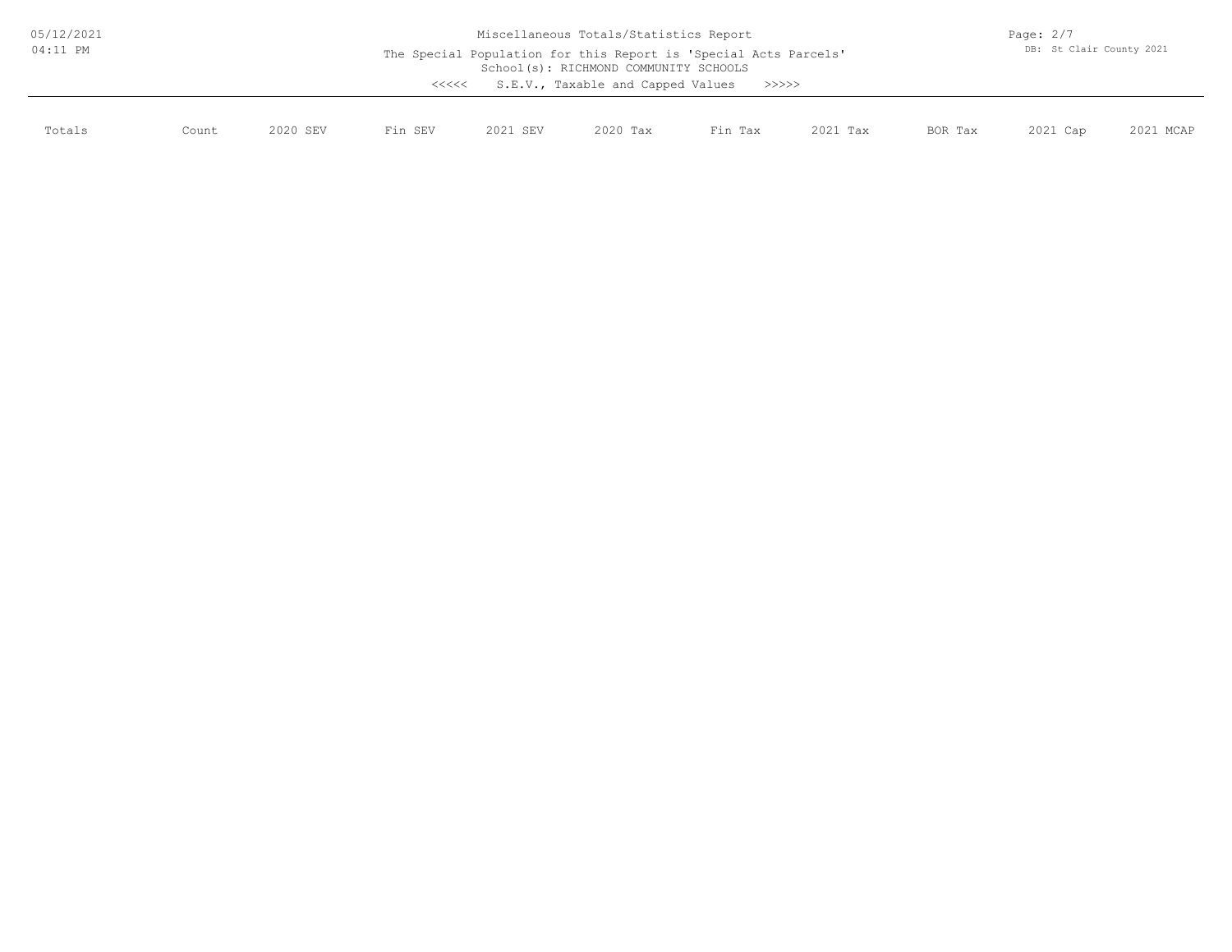# Miscellaneous Totals/Statistics Report

The Special Population for this Report is 'Special Acts Parcels'

School(s): RICHMOND COMMUNITY SCHOOLS

<<<<< S.E.V., Taxable and Capped Values >>>>>

| Totals | Count | 2020 SEV | Fin SEV | 2021 SEV | 2020 Tax | Fin Tax | 2021 Tax | BOR Tax | 2021 Cap | 2021 MCAP |
|---|---|---|---|---|---|---|---|---|---|---|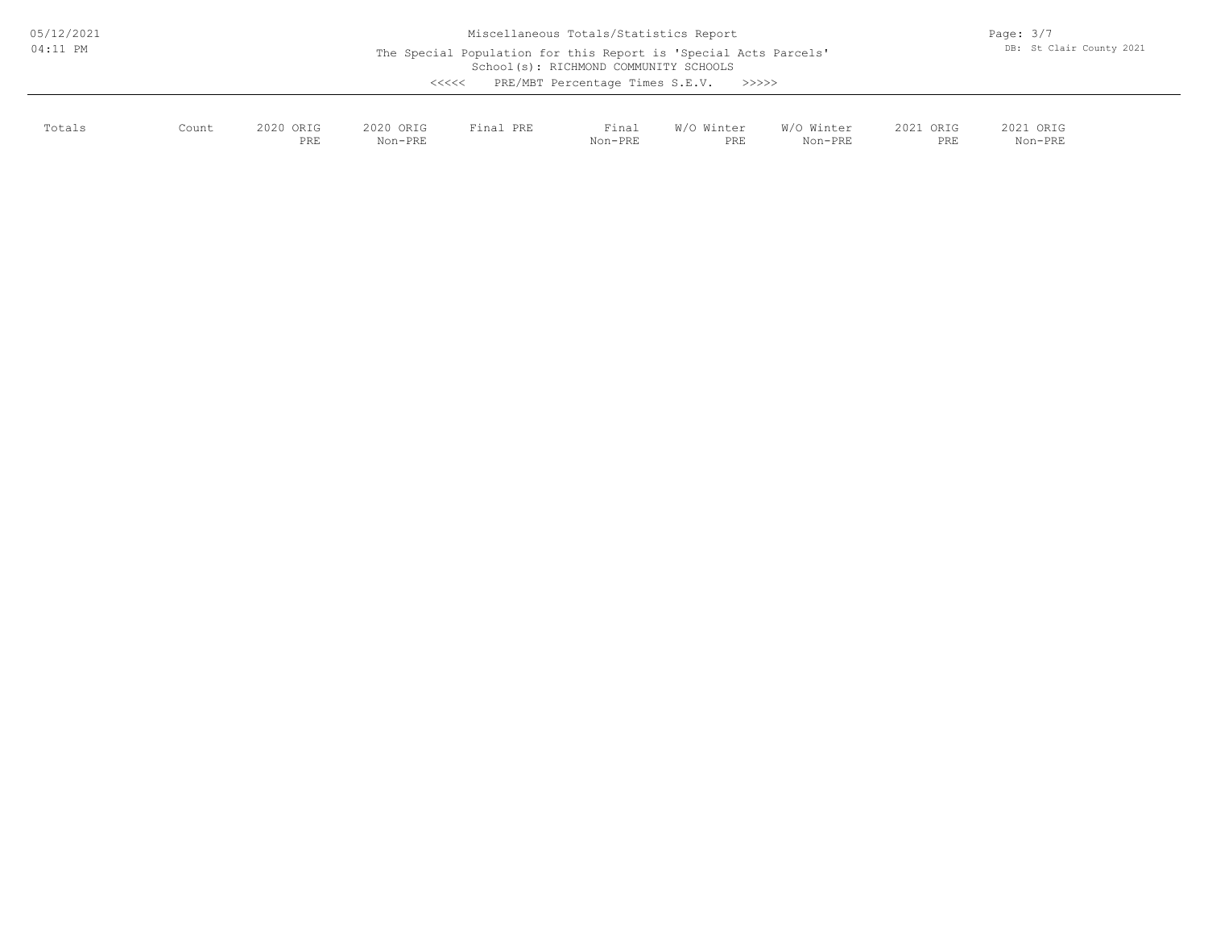Miscellaneous Totals/Statistics Report

The Special Population for this Report is 'Special Acts Parcels'

School(s): RICHMOND COMMUNITY SCHOOLS

<<<<< PRE/MBT Percentage Times S.E.V. >>>>>

| Totals | Count | 2020 ORIG PRE | 2020 ORIG Non-PRE | Final PRE | Final Non-PRE | W/O Winter PRE | W/O Winter Non-PRE | 2021 ORIG PRE | 2021 ORIG Non-PRE |
|---|---|---|---|---|---|---|---|---|---|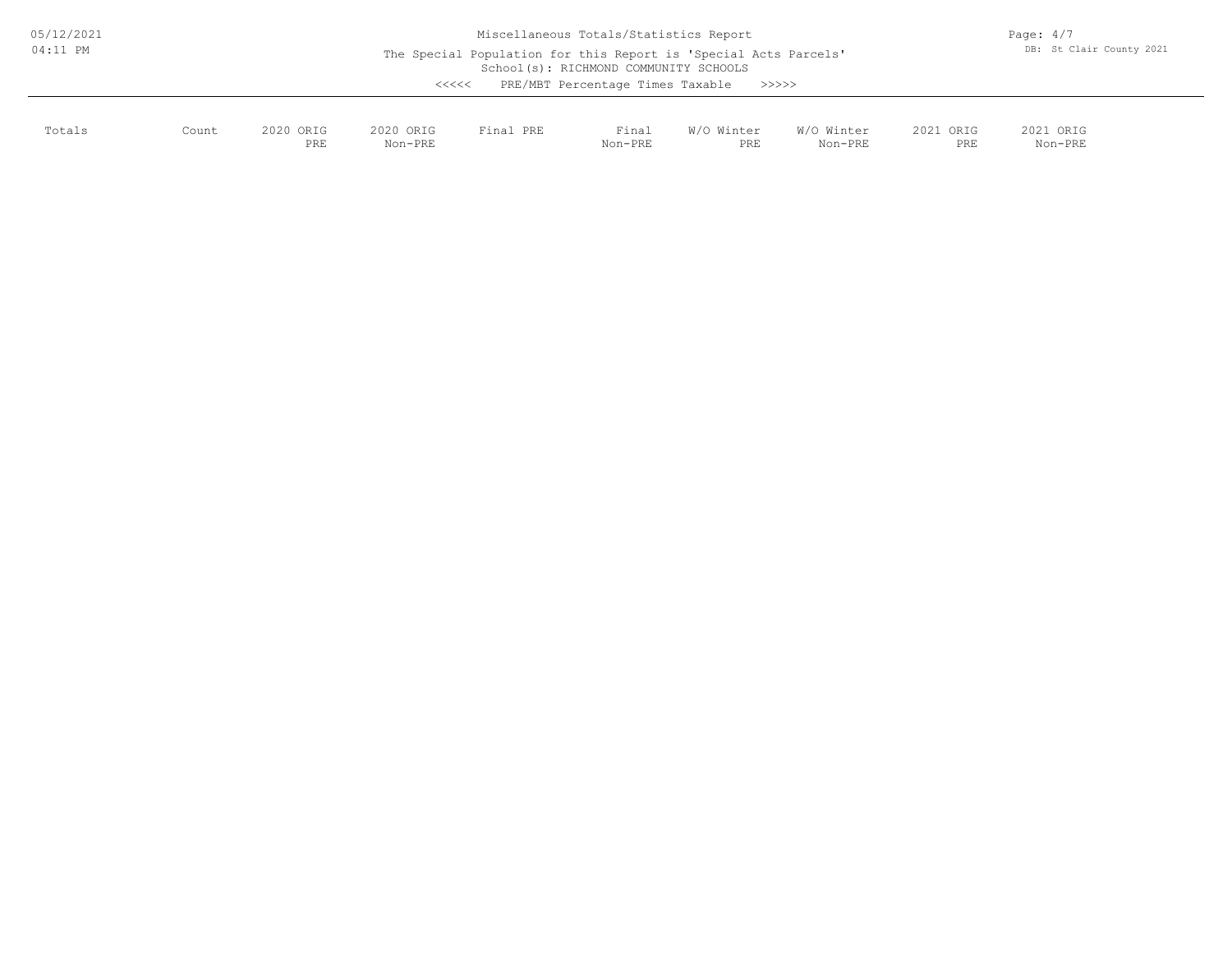Miscellaneous Totals/Statistics Report

The Special Population for this Report is 'Special Acts Parcels'

School(s): RICHMOND COMMUNITY SCHOOLS

<<<<< PRE/MBT Percentage Times Taxable >>>>>

DB: St Clair County 2021

| Totals | Count | 2020 ORIG PRE | 2020 ORIG Non-PRE | Final PRE | Final Non-PRE | W/O Winter PRE | W/O Winter Non-PRE | 2021 ORIG PRE | 2021 ORIG Non-PRE |
|---|---|---|---|---|---|---|---|---|---|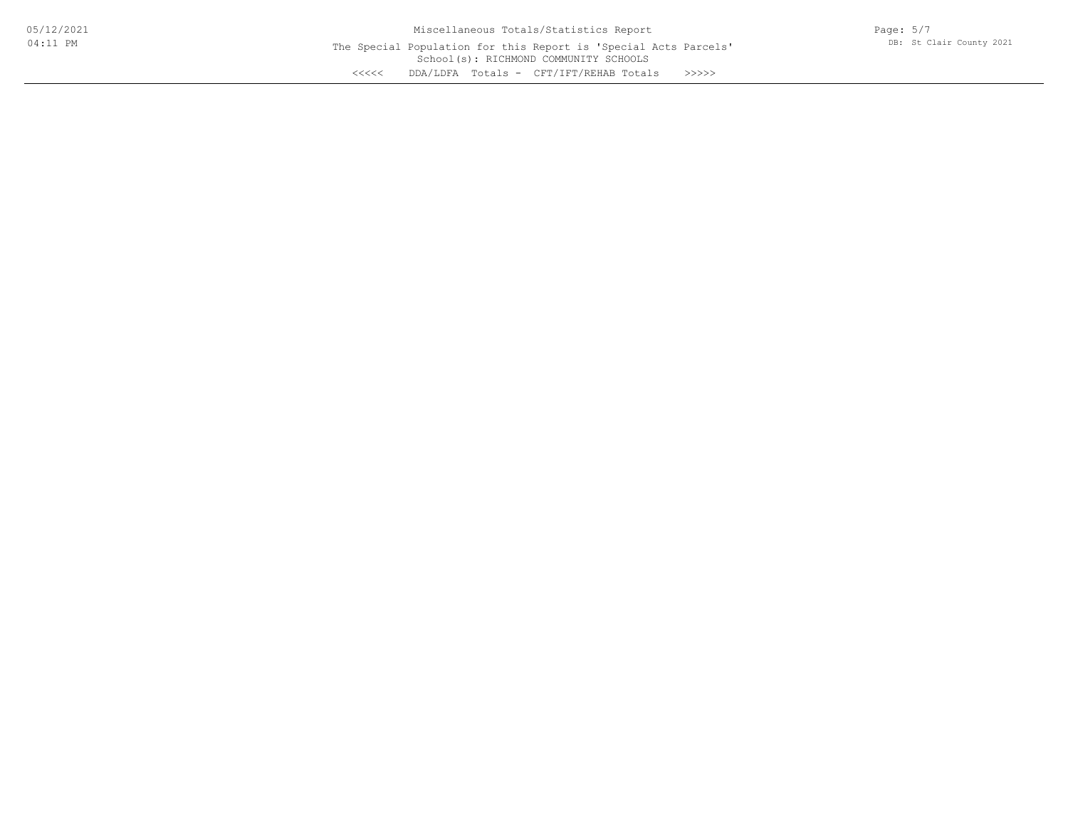Miscellaneous Totals/Statistics Report

The Special Population for this Report is 'Special Acts Parcels'

School(s): RICHMOND COMMUNITY SCHOOLS

<<<<< DDA/LDFA Totals - CFT/IFT/REHAB Totals >>>>>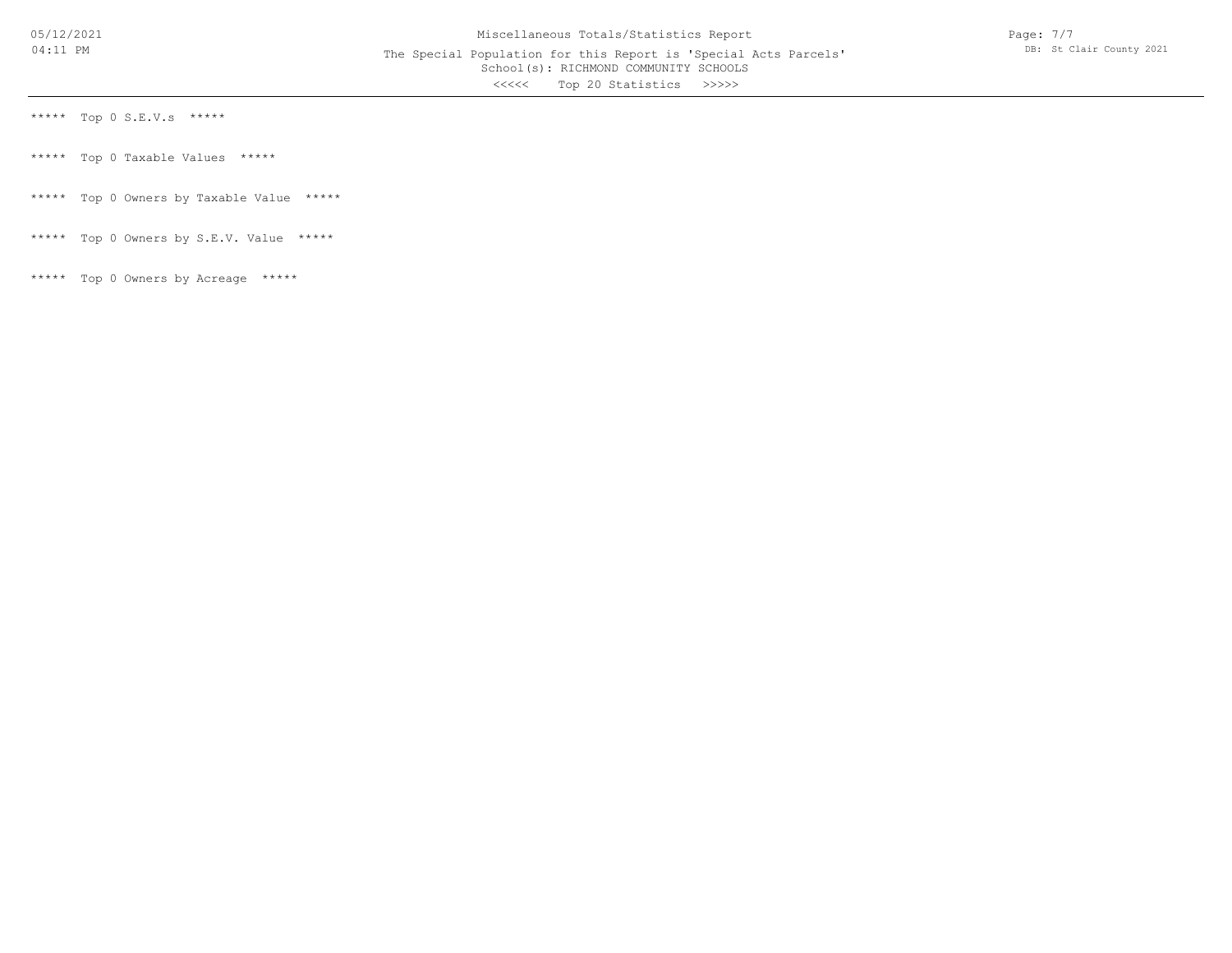<<<<< Top 20 Statistics >>>>>

***** Top 0 S.E.V.s *****

***** Top 0 Taxable Values *****

***** Top 0 Owners by Taxable Value *****

***** Top 0 Owners by S.E.V. Value *****

***** Top 0 Owners by Acreage *****